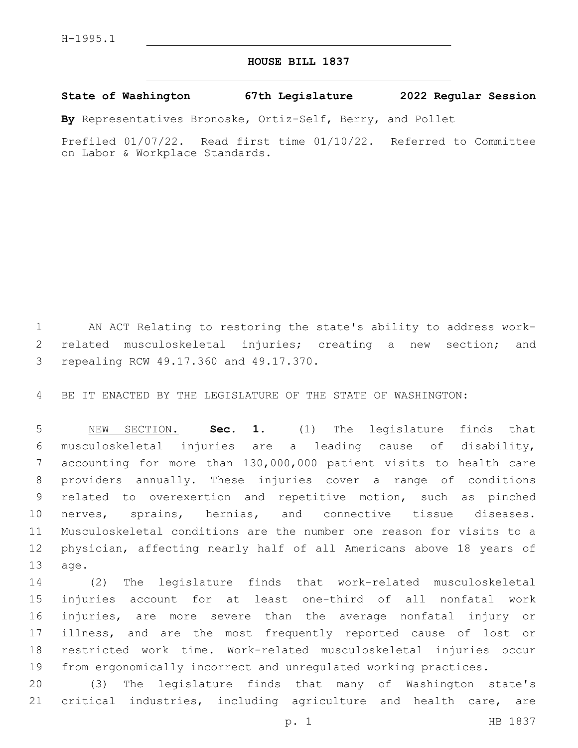H-1995.1

# HOUSE BILL 1837

**State of Washington 67th Legislature 2022 Regular Session**

**By** Representatives Bronoske, Ortiz-Self, Berry, and Pollet

Prefiled 01/07/22. Read first time 01/10/22. Referred to Committee on Labor & Workplace Standards.

AN ACT Relating to restoring the state's ability to address work-related musculoskeletal injuries; creating a new section; and repealing RCW 49.17.360 and 49.17.370.

BE IT ENACTED BY THE LEGISLATURE OF THE STATE OF WASHINGTON:

NEW SECTION. **Sec. 1.** (1) The legislature finds that musculoskeletal injuries are a leading cause of disability, accounting for more than 130,000,000 patient visits to health care providers annually. These injuries cover a range of conditions related to overexertion and repetitive motion, such as pinched nerves, sprains, hernias, and connective tissue diseases. Musculoskeletal conditions are the number one reason for visits to a physician, affecting nearly half of all Americans above 18 years of age.

(2) The legislature finds that work-related musculoskeletal injuries account for at least one-third of all nonfatal work injuries, are more severe than the average nonfatal injury or illness, and are the most frequently reported cause of lost or restricted work time. Work-related musculoskeletal injuries occur from ergonomically incorrect and unregulated working practices.

(3) The legislature finds that many of Washington state's critical industries, including agriculture and health care, are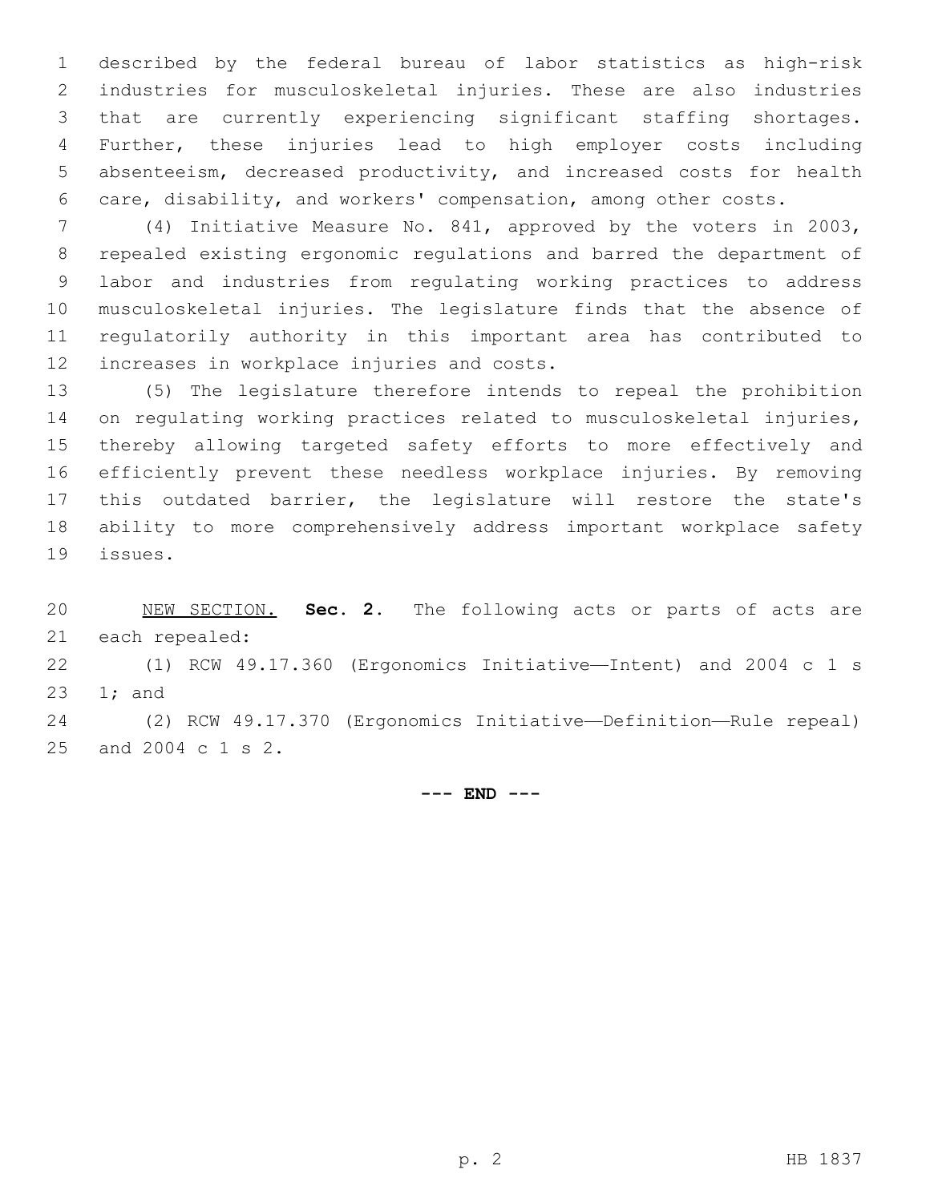described by the federal bureau of labor statistics as high-risk industries for musculoskeletal injuries. These are also industries that are currently experiencing significant staffing shortages. Further, these injuries lead to high employer costs including absenteeism, decreased productivity, and increased costs for health care, disability, and workers' compensation, among other costs.

(4) Initiative Measure No. 841, approved by the voters in 2003, repealed existing ergonomic regulations and barred the department of labor and industries from regulating working practices to address musculoskeletal injuries. The legislature finds that the absence of regulatorily authority in this important area has contributed to increases in workplace injuries and costs.

(5) The legislature therefore intends to repeal the prohibition on regulating working practices related to musculoskeletal injuries, thereby allowing targeted safety efforts to more effectively and efficiently prevent these needless workplace injuries. By removing this outdated barrier, the legislature will restore the state's ability to more comprehensively address important workplace safety issues.

NEW SECTION. **Sec. 2.** The following acts or parts of acts are each repealed:

(1) RCW 49.17.360 (Ergonomics Initiative—Intent) and 2004 c 1 s 1; and

(2) RCW 49.17.370 (Ergonomics Initiative—Definition—Rule repeal) and 2004 c 1 s 2.

**--- END ---**